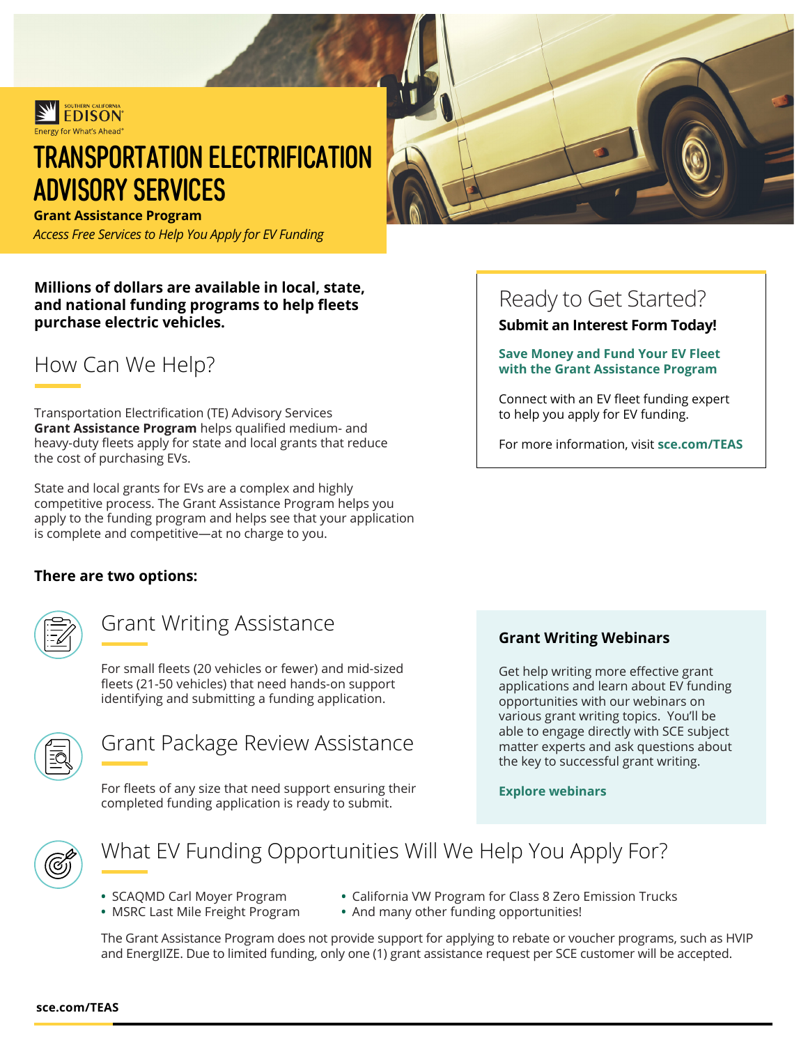SOUTHERN CALIFORNIA EDISON®

Energy for What's Ahead®

# TRANSPORTATION ELECTRIFICATION ADVISORY SERVICES

**Grant Assistance Program**

*Access Free Services to Help You Apply for EV Funding*

**Millions of dollars are available in local, state, and national funding programs to help fleets purchase electric vehicles.**

## How Can We Help?

Transportation Electrification (TE) Advisory Services **Grant Assistance Program** helps qualified medium- and heavy-duty fleets apply for state and local grants that reduce the cost of purchasing EVs.

State and local grants for EVs are a complex and highly competitive process. The Grant Assistance Program helps you apply to the funding program and helps see that your application is complete and competitive—at no charge to you.

**There are two options:**

### Grant Writing Assistance

For small fleets (20 vehicles or fewer) and mid-sized fleets (21-50 vehicles) that need hands-on support identifying and submitting a funding application.

### Grant Package Review Assistance

For fleets of any size that need support ensuring their completed funding application is ready to submit.

## Ready to Get Started?

**Submit an Interest Form Today!**

**Save Money and Fund Your EV Fleet with the Grant Assistance Program**

Connect with an EV fleet funding expert to help you apply for EV funding.

For more information, visit **sce.com/TEAS**

### Grant Writing Webinars

Get help writing more effective grant applications and learn about EV funding opportunities with our webinars on various grant writing topics. You'll be able to engage directly with SCE subject matter experts and ask questions about the key to successful grant writing.

**Explore webinars**

## What EV Funding Opportunities Will We Help You Apply For?

- SCAQMD Carl Moyer Program
- MSRC Last Mile Freight Program
- California VW Program for Class 8 Zero Emission Trucks
- And many other funding opportunities!

The Grant Assistance Program does not provide support for applying to rebate or voucher programs, such as HVIP and EnergIIZE. Due to limited funding, only one (1) grant assistance request per SCE customer will be accepted.

sce.com/TEAS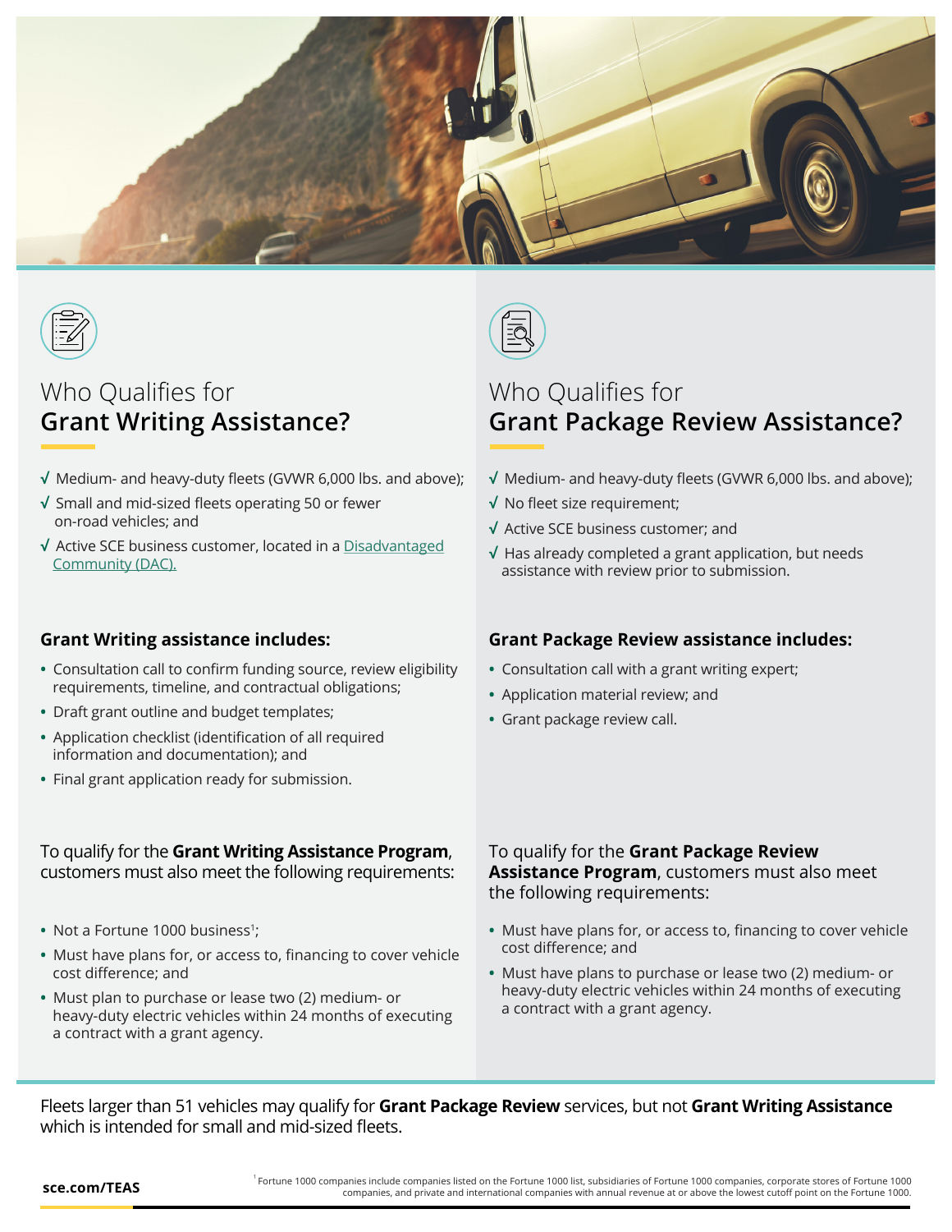## Who Qualifies for **Grant Writing Assistance?**

- √ Medium- and heavy-duty fleets (GVWR 6,000 lbs. and above);
- √ Small and mid-sized fleets operating 50 or fewer on-road vehicles; and
- √ Active SCE business customer, located in a [Disadvantaged Community (DAC).]()

### Grant Writing assistance includes:

- Consultation call to confirm funding source, review eligibility requirements, timeline, and contractual obligations;
- Draft grant outline and budget templates;
- Application checklist (identification of all required information and documentation); and
- Final grant application ready for submission.

To qualify for the **Grant Writing Assistance Program**, customers must also meet the following requirements:

- Not a Fortune 1000 business[1];
- Must have plans for, or access to, financing to cover vehicle cost difference; and
- Must plan to purchase or lease two (2) medium- or heavy-duty electric vehicles within 24 months of executing a contract with a grant agency.

## Who Qualifies for **Grant Package Review Assistance?**

- √ Medium- and heavy-duty fleets (GVWR 6,000 lbs. and above);
- √ No fleet size requirement;
- √ Active SCE business customer; and
- √ Has already completed a grant application, but needs assistance with review prior to submission.

### Grant Package Review assistance includes:

- Consultation call with a grant writing expert;
- Application material review; and
- Grant package review call.

To qualify for the **Grant Package Review Assistance Program**, customers must also meet the following requirements:

- Must have plans for, or access to, financing to cover vehicle cost difference; and
- Must have plans to purchase or lease two (2) medium- or heavy-duty electric vehicles within 24 months of executing a contract with a grant agency.

Fleets larger than 51 vehicles may qualify for **Grant Package Review** services, but not **Grant Writing Assistance** which is intended for small and mid-sized fleets.

**sce.com/TEAS**

[1] Fortune 1000 companies include companies listed on the Fortune 1000 list, subsidiaries of Fortune 1000 companies, corporate stores of Fortune 1000 companies, and private and international companies with annual revenue at or above the lowest cutoff point on the Fortune 1000.